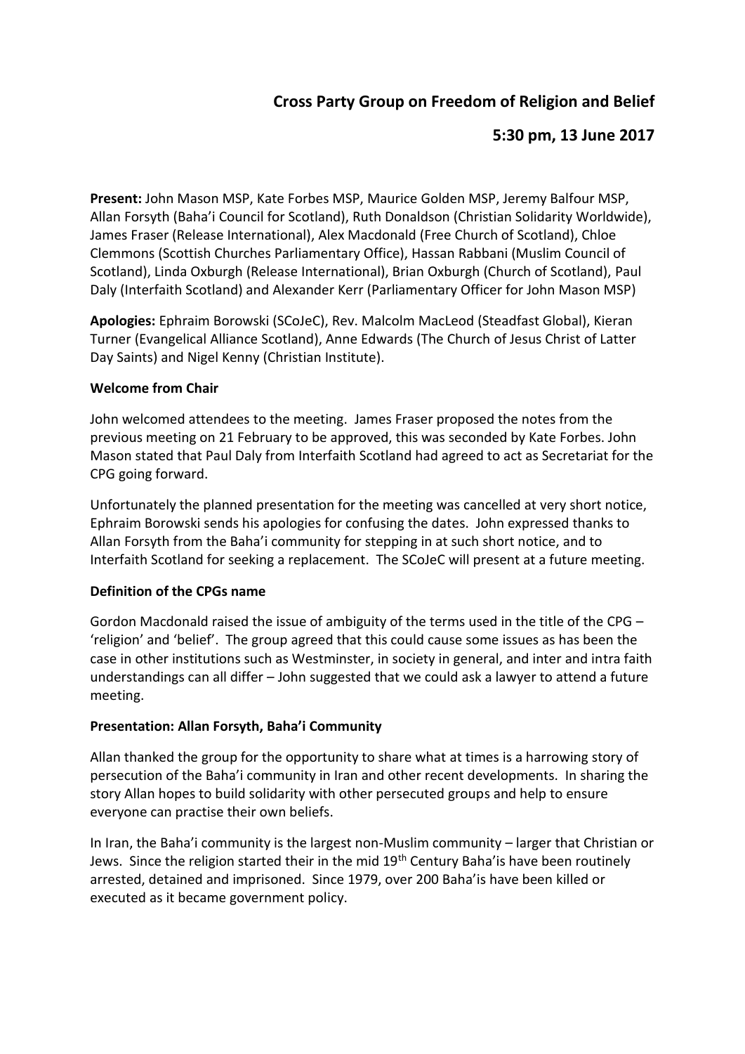# Cross Party Group on Freedom of Religion and Belief

## 5:30 pm, 13 June 2017

**Present:** John Mason MSP, Kate Forbes MSP, Maurice Golden MSP, Jeremy Balfour MSP, Allan Forsyth (Baha'i Council for Scotland), Ruth Donaldson (Christian Solidarity Worldwide), James Fraser (Release International), Alex Macdonald (Free Church of Scotland), Chloe Clemmons (Scottish Churches Parliamentary Office), Hassan Rabbani (Muslim Council of Scotland), Linda Oxburgh (Release International), Brian Oxburgh (Church of Scotland), Paul Daly (Interfaith Scotland) and Alexander Kerr (Parliamentary Officer for John Mason MSP)

**Apologies:** Ephraim Borowski (SCoJeC), Rev. Malcolm MacLeod (Steadfast Global), Kieran Turner (Evangelical Alliance Scotland), Anne Edwards (The Church of Jesus Christ of Latter Day Saints) and Nigel Kenny (Christian Institute).

**Welcome from Chair**

John welcomed attendees to the meeting. James Fraser proposed the notes from the previous meeting on 21 February to be approved, this was seconded by Kate Forbes. John Mason stated that Paul Daly from Interfaith Scotland had agreed to act as Secretariat for the CPG going forward.

Unfortunately the planned presentation for the meeting was cancelled at very short notice, Ephraim Borowski sends his apologies for confusing the dates. John expressed thanks to Allan Forsyth from the Baha'i community for stepping in at such short notice, and to Interfaith Scotland for seeking a replacement. The SCoJeC will present at a future meeting.

**Definition of the CPGs name**

Gordon Macdonald raised the issue of ambiguity of the terms used in the title of the CPG – 'religion' and 'belief'. The group agreed that this could cause some issues as has been the case in other institutions such as Westminster, in society in general, and inter and intra faith understandings can all differ – John suggested that we could ask a lawyer to attend a future meeting.

**Presentation: Allan Forsyth, Baha'i Community**

Allan thanked the group for the opportunity to share what at times is a harrowing story of persecution of the Baha'i community in Iran and other recent developments. In sharing the story Allan hopes to build solidarity with other persecuted groups and help to ensure everyone can practise their own beliefs.

In Iran, the Baha'i community is the largest non-Muslim community – larger that Christian or Jews. Since the religion started their in the mid 19th Century Baha'is have been routinely arrested, detained and imprisoned. Since 1979, over 200 Baha'is have been killed or executed as it became government policy.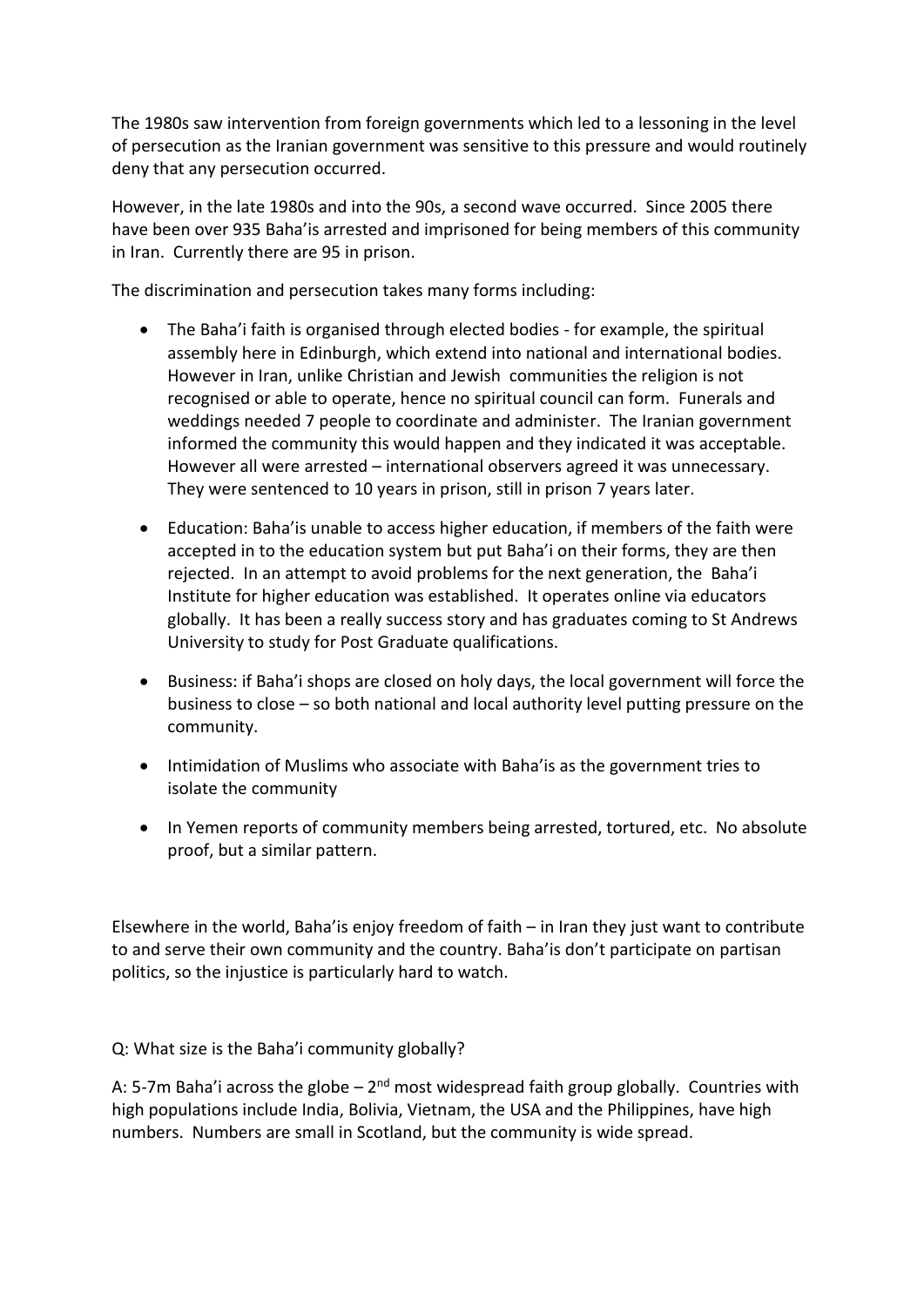The 1980s saw intervention from foreign governments which led to a lessoning in the level of persecution as the Iranian government was sensitive to this pressure and would routinely deny that any persecution occurred.

However, in the late 1980s and into the 90s, a second wave occurred. Since 2005 there have been over 935 Baha'is arrested and imprisoned for being members of this community in Iran. Currently there are 95 in prison.

The discrimination and persecution takes many forms including:

- The Baha'i faith is organised through elected bodies - for example, the spiritual assembly here in Edinburgh, which extend into national and international bodies. However in Iran, unlike Christian and Jewish communities the religion is not recognised or able to operate, hence no spiritual council can form. Funerals and weddings needed 7 people to coordinate and administer. The Iranian government informed the community this would happen and they indicated it was acceptable. However all were arrested – international observers agreed it was unnecessary. They were sentenced to 10 years in prison, still in prison 7 years later.

- Education: Baha'is unable to access higher education, if members of the faith were accepted in to the education system but put Baha'i on their forms, they are then rejected. In an attempt to avoid problems for the next generation, the Baha'i Institute for higher education was established. It operates online via educators globally. It has been a really success story and has graduates coming to St Andrews University to study for Post Graduate qualifications.

- Business: if Baha'i shops are closed on holy days, the local government will force the business to close – so both national and local authority level putting pressure on the community.

- Intimidation of Muslims who associate with Baha'is as the government tries to isolate the community

- In Yemen reports of community members being arrested, tortured, etc. No absolute proof, but a similar pattern.

Elsewhere in the world, Baha'is enjoy freedom of faith – in Iran they just want to contribute to and serve their own community and the country. Baha'is don't participate on partisan politics, so the injustice is particularly hard to watch.

Q: What size is the Baha'i community globally?

A: 5-7m Baha'i across the globe – 2nd most widespread faith group globally. Countries with high populations include India, Bolivia, Vietnam, the USA and the Philippines, have high numbers. Numbers are small in Scotland, but the community is wide spread.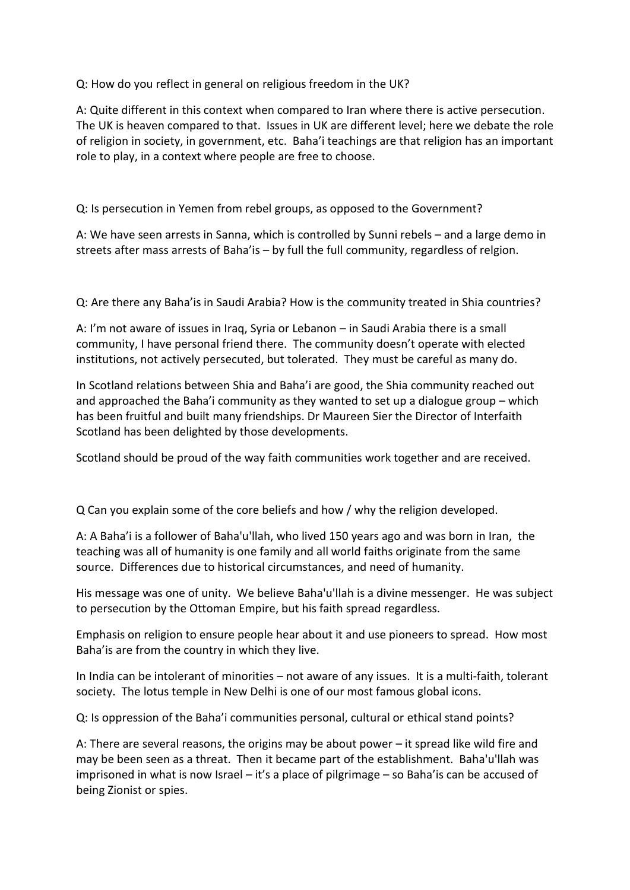Q: How do you reflect in general on religious freedom in the UK?

A: Quite different in this context when compared to Iran where there is active persecution. The UK is heaven compared to that. Issues in UK are different level; here we debate the role of religion in society, in government, etc. Baha'i teachings are that religion has an important role to play, in a context where people are free to choose.

Q: Is persecution in Yemen from rebel groups, as opposed to the Government?

A: We have seen arrests in Sanna, which is controlled by Sunni rebels – and a large demo in streets after mass arrests of Baha'is – by full the full community, regardless of relgion.

Q: Are there any Baha'is in Saudi Arabia? How is the community treated in Shia countries?

A: I'm not aware of issues in Iraq, Syria or Lebanon – in Saudi Arabia there is a small community, I have personal friend there. The community doesn't operate with elected institutions, not actively persecuted, but tolerated. They must be careful as many do.

In Scotland relations between Shia and Baha'i are good, the Shia community reached out and approached the Baha'i community as they wanted to set up a dialogue group – which has been fruitful and built many friendships. Dr Maureen Sier the Director of Interfaith Scotland has been delighted by those developments.

Scotland should be proud of the way faith communities work together and are received.

Q Can you explain some of the core beliefs and how / why the religion developed.

A: A Baha'i is a follower of Baha'u'llah, who lived 150 years ago and was born in Iran, the teaching was all of humanity is one family and all world faiths originate from the same source. Differences due to historical circumstances, and need of humanity.

His message was one of unity. We believe Baha'u'llah is a divine messenger. He was subject to persecution by the Ottoman Empire, but his faith spread regardless.

Emphasis on religion to ensure people hear about it and use pioneers to spread. How most Baha'is are from the country in which they live.

In India can be intolerant of minorities – not aware of any issues. It is a multi-faith, tolerant society. The lotus temple in New Delhi is one of our most famous global icons.

Q: Is oppression of the Baha'i communities personal, cultural or ethical stand points?

A: There are several reasons, the origins may be about power – it spread like wild fire and may be been seen as a threat. Then it became part of the establishment. Baha'u'llah was imprisoned in what is now Israel – it's a place of pilgrimage – so Baha'is can be accused of being Zionist or spies.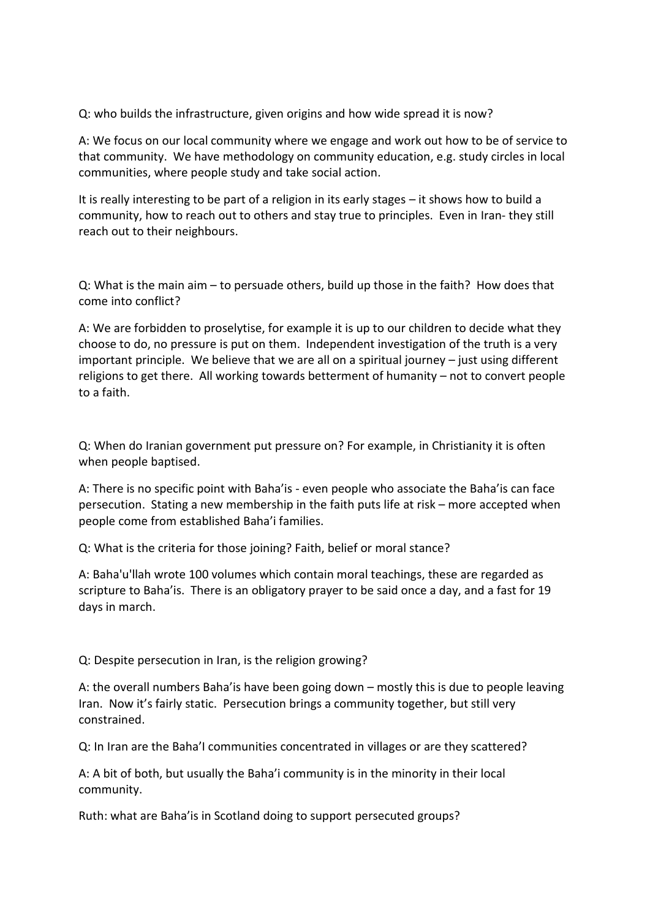Q: who builds the infrastructure, given origins and how wide spread it is now?

A: We focus on our local community where we engage and work out how to be of service to that community. We have methodology on community education, e.g. study circles in local communities, where people study and take social action.

It is really interesting to be part of a religion in its early stages – it shows how to build a community, how to reach out to others and stay true to principles. Even in Iran- they still reach out to their neighbours.

Q: What is the main aim – to persuade others, build up those in the faith? How does that come into conflict?

A: We are forbidden to proselytise, for example it is up to our children to decide what they choose to do, no pressure is put on them. Independent investigation of the truth is a very important principle. We believe that we are all on a spiritual journey – just using different religions to get there. All working towards betterment of humanity – not to convert people to a faith.

Q: When do Iranian government put pressure on? For example, in Christianity it is often when people baptised.

A: There is no specific point with Baha'is - even people who associate the Baha'is can face persecution. Stating a new membership in the faith puts life at risk – more accepted when people come from established Baha'i families.

Q: What is the criteria for those joining? Faith, belief or moral stance?

A: Baha'u'llah wrote 100 volumes which contain moral teachings, these are regarded as scripture to Baha'is. There is an obligatory prayer to be said once a day, and a fast for 19 days in march.

Q: Despite persecution in Iran, is the religion growing?

A: the overall numbers Baha'is have been going down – mostly this is due to people leaving Iran. Now it's fairly static. Persecution brings a community together, but still very constrained.

Q: In Iran are the Baha'I communities concentrated in villages or are they scattered?

A: A bit of both, but usually the Baha'i community is in the minority in their local community.

Ruth: what are Baha'is in Scotland doing to support persecuted groups?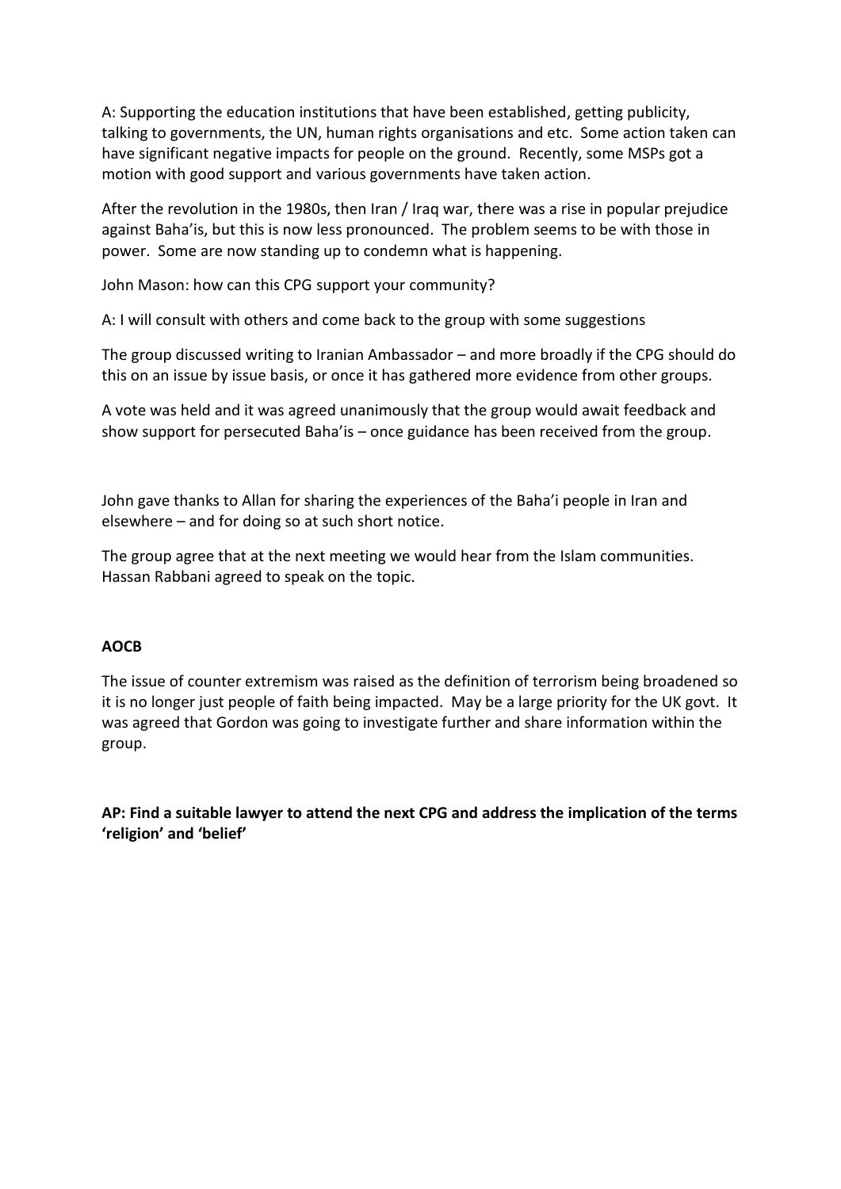A: Supporting the education institutions that have been established, getting publicity, talking to governments, the UN, human rights organisations and etc. Some action taken can have significant negative impacts for people on the ground. Recently, some MSPs got a motion with good support and various governments have taken action.

After the revolution in the 1980s, then Iran / Iraq war, there was a rise in popular prejudice against Baha'is, but this is now less pronounced. The problem seems to be with those in power. Some are now standing up to condemn what is happening.

John Mason: how can this CPG support your community?

A: I will consult with others and come back to the group with some suggestions

The group discussed writing to Iranian Ambassador – and more broadly if the CPG should do this on an issue by issue basis, or once it has gathered more evidence from other groups.

A vote was held and it was agreed unanimously that the group would await feedback and show support for persecuted Baha'is – once guidance has been received from the group.

John gave thanks to Allan for sharing the experiences of the Baha'i people in Iran and elsewhere – and for doing so at such short notice.

The group agree that at the next meeting we would hear from the Islam communities. Hassan Rabbani agreed to speak on the topic.

**AOCB**

The issue of counter extremism was raised as the definition of terrorism being broadened so it is no longer just people of faith being impacted. May be a large priority for the UK govt. It was agreed that Gordon was going to investigate further and share information within the group.

**AP: Find a suitable lawyer to attend the next CPG and address the implication of the terms 'religion' and 'belief'**